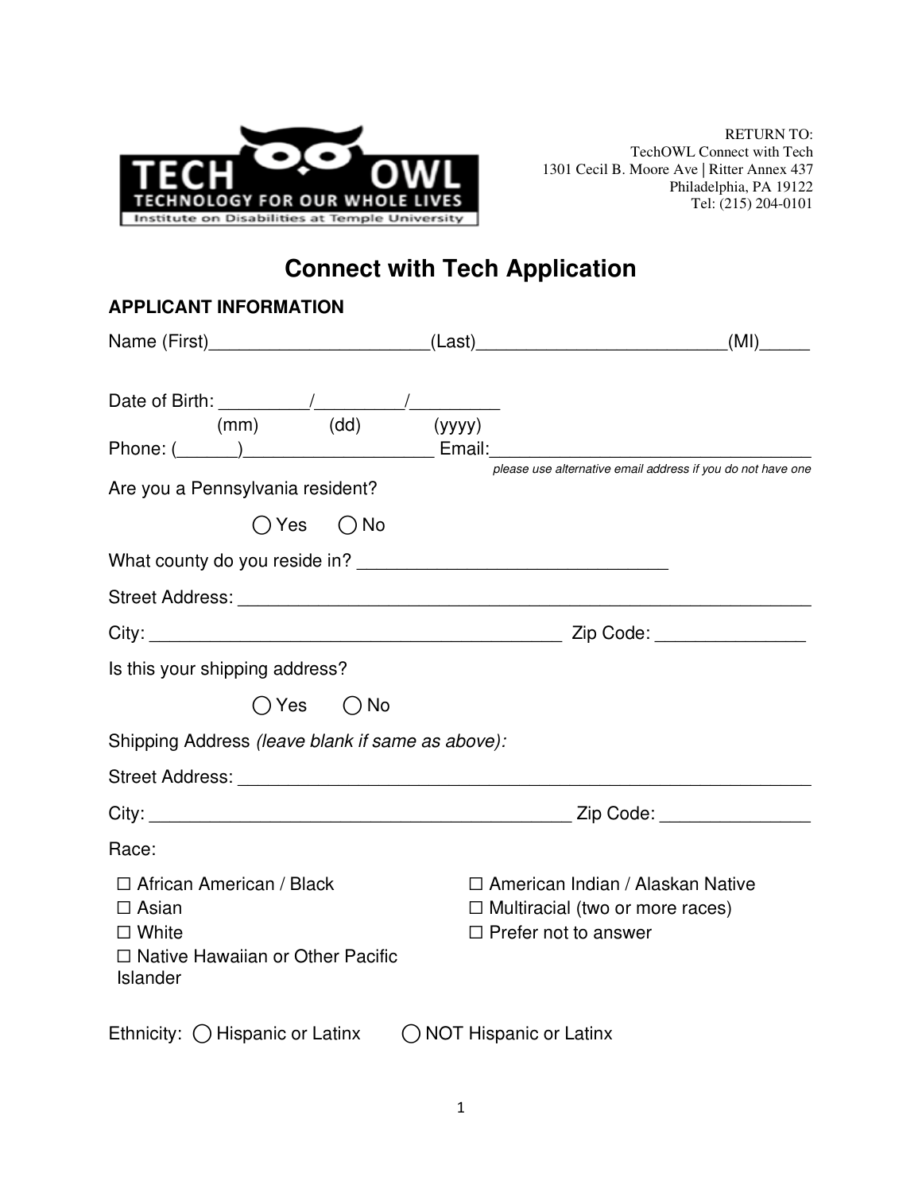RETURN TO:
TechOWL Connect with Tech
1301 Cecil B. Moore Ave | Ritter Annex 437
Philadelphia, PA 19122
Tel: (215) 204-0101

# Connect with Tech Application

## APPLICANT INFORMATION

Name (First)______________________(Last)_________________________(MI)_____

Date of Birth: _________/_________/_________
(mm) (dd) (yyyy)

Phone: (______)___________________ Email:__________________________________
*please use alternative email address if you do not have one*

Are you a Pennsylvania resident?

◯ Yes ◯ No

What county do you reside in? ______________________________

Street Address: _________________________________________________________

City: __________________________________________ Zip Code: _______________

Is this your shipping address?

◯ Yes ◯ No

Shipping Address *(leave blank if same as above)*:

Street Address: _________________________________________________________

City: __________________________________________ Zip Code: _______________

Race:

☐ African American / Black
☐ Asian
☐ White
☐ Native Hawaiian or Other Pacific Islander
☐ American Indian / Alaskan Native
☐ Multiracial (two or more races)
☐ Prefer not to answer

Ethnicity: ◯ Hispanic or Latinx ◯ NOT Hispanic or Latinx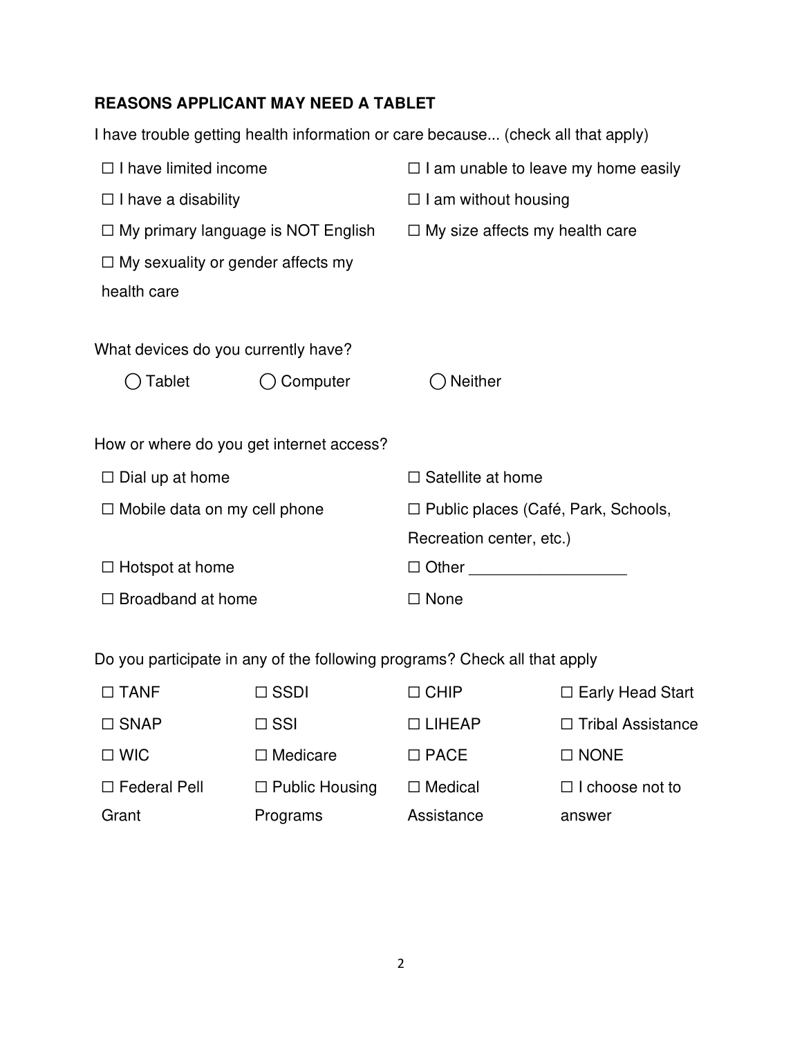**REASONS APPLICANT MAY NEED A TABLET**

I have trouble getting health information or care because... (check all that apply)

☐ I have limited income

☐ I am unable to leave my home easily

☐ I have a disability

☐ I am without housing

☐ My primary language is NOT English

☐ My size affects my health care

☐ My sexuality or gender affects my health care

What devices do you currently have?

◯ Tablet   ◯ Computer   ◯ Neither

How or where do you get internet access?

☐ Dial up at home

☐ Satellite at home

☐ Mobile data on my cell phone

☐ Public places (Café, Park, Schools, Recreation center, etc.)

☐ Hotspot at home

☐ Other __________________

☐ Broadband at home

☐ None

Do you participate in any of the following programs? Check all that apply

| | | | |
|---|---|---|---|
| ☐ TANF | ☐ SSDI | ☐ CHIP | ☐ Early Head Start |
| ☐ SNAP | ☐ SSI | ☐ LIHEAP | ☐ Tribal Assistance |
| ☐ WIC | ☐ Medicare | ☐ PACE | ☐ NONE |
| ☐ Federal Pell Grant | ☐ Public Housing Programs | ☐ Medical Assistance | ☐ I choose not to answer |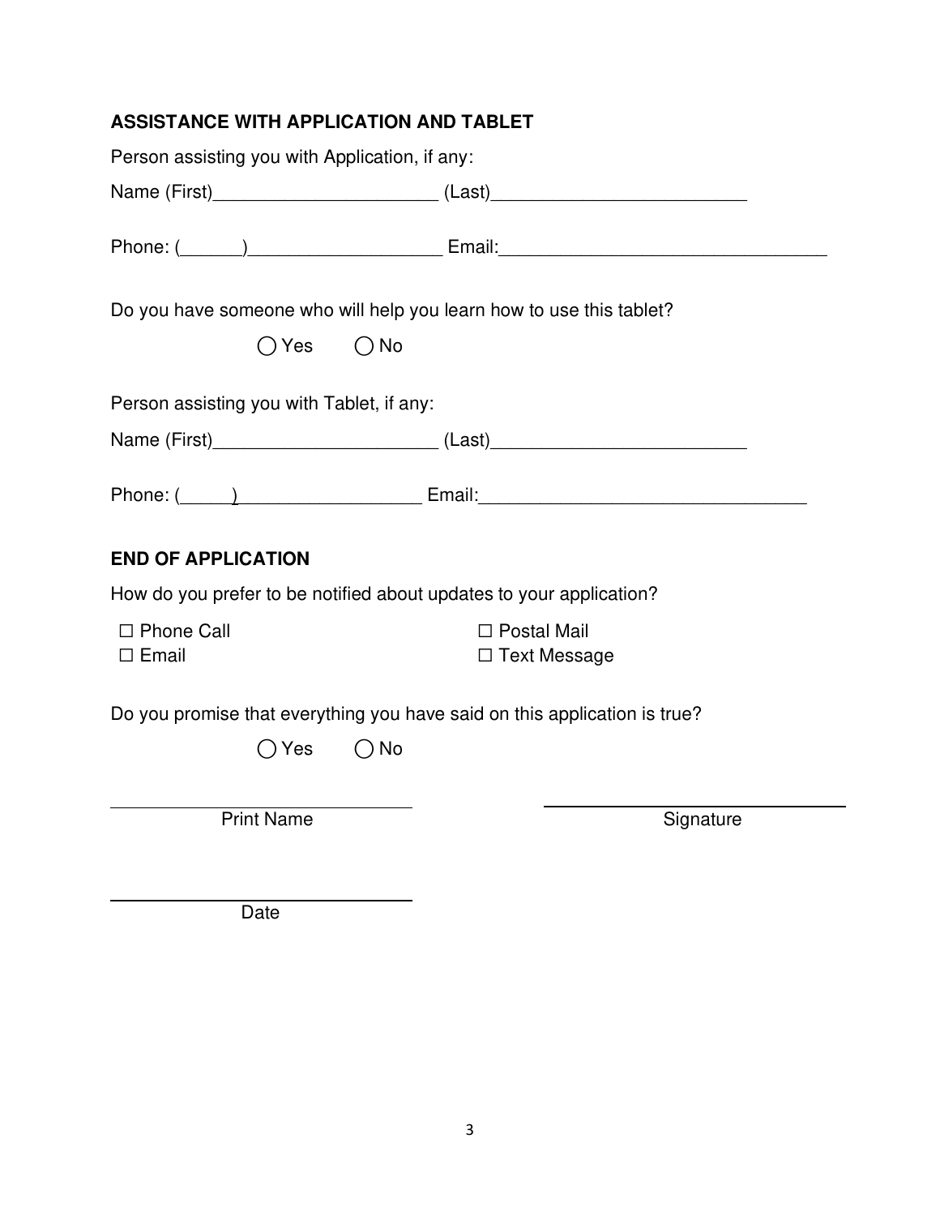## ASSISTANCE WITH APPLICATION AND TABLET

Person assisting you with Application, if any:

Name (First)______________________ (Last)_________________________

Phone: (______)___________________ Email:________________________________

Do you have someone who will help you learn how to use this tablet?

◯ Yes ◯ No

Person assisting you with Tablet, if any:

Name (First)______________________ (Last)_________________________

Phone: (_____)__________________ Email:________________________________

## END OF APPLICATION

How do you prefer to be notified about updates to your application?

☐ Phone Call
☐ Email
☐ Postal Mail
☐ Text Message

Do you promise that everything you have said on this application is true?

◯ Yes ◯ No

_____________________________ Print Name

_____________________________ Signature

_____________________________ Date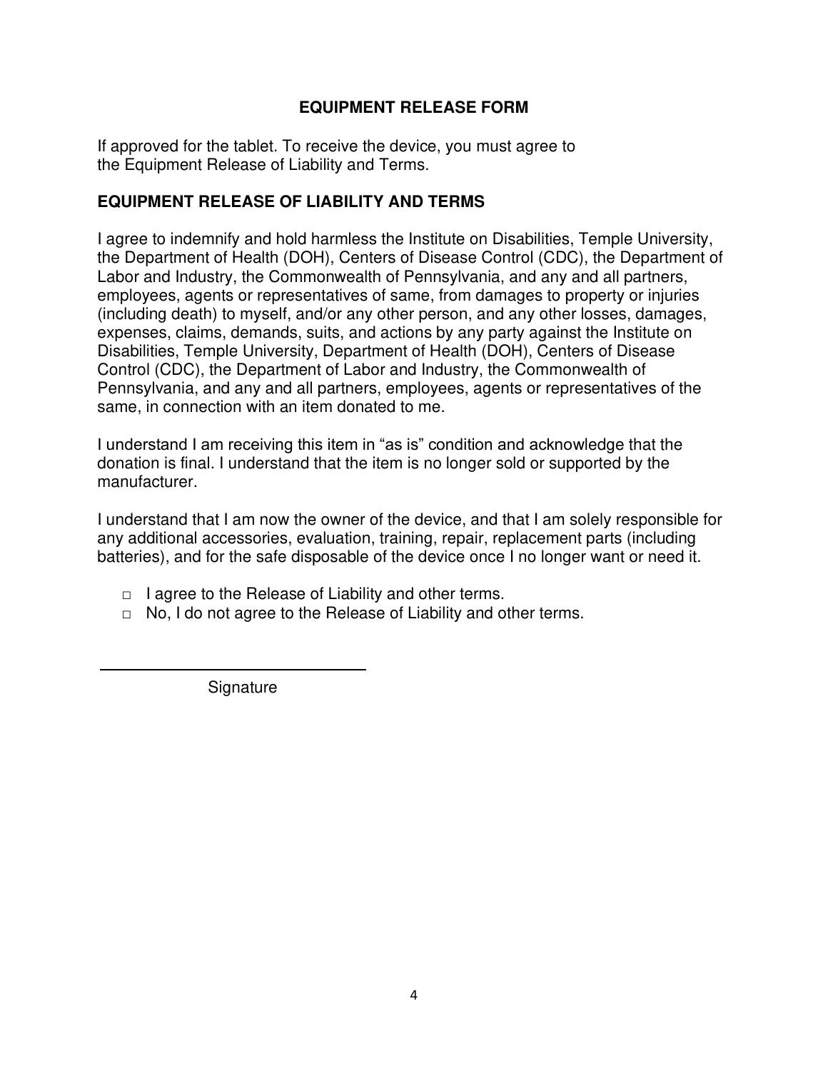## EQUIPMENT RELEASE FORM

If approved for the tablet. To receive the device, you must agree to the Equipment Release of Liability and Terms.

### EQUIPMENT RELEASE OF LIABILITY AND TERMS

I agree to indemnify and hold harmless the Institute on Disabilities, Temple University, the Department of Health (DOH), Centers of Disease Control (CDC), the Department of Labor and Industry, the Commonwealth of Pennsylvania, and any and all partners, employees, agents or representatives of same, from damages to property or injuries (including death) to myself, and/or any other person, and any other losses, damages, expenses, claims, demands, suits, and actions by any party against the Institute on Disabilities, Temple University, Department of Health (DOH), Centers of Disease Control (CDC), the Department of Labor and Industry, the Commonwealth of Pennsylvania, and any and all partners, employees, agents or representatives of the same, in connection with an item donated to me.

I understand I am receiving this item in "as is" condition and acknowledge that the donation is final. I understand that the item is no longer sold or supported by the manufacturer.

I understand that I am now the owner of the device, and that I am solely responsible for any additional accessories, evaluation, training, repair, replacement parts (including batteries), and for the safe disposable of the device once I no longer want or need it.

- □ I agree to the Release of Liability and other terms.
- □ No, I do not agree to the Release of Liability and other terms.

______________________________

Signature